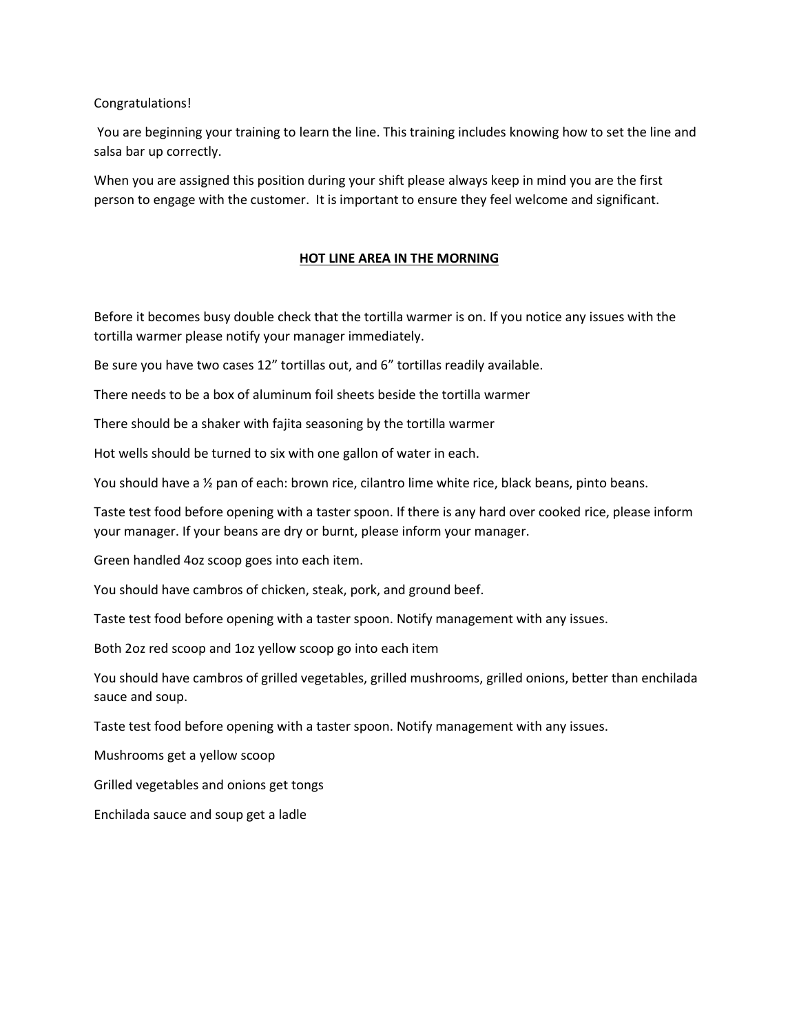Congratulations!

You are beginning your training to learn the line. This training includes knowing how to set the line and salsa bar up correctly.

When you are assigned this position during your shift please always keep in mind you are the first person to engage with the customer. It is important to ensure they feel welcome and significant.

## **HOT LINE AREA IN THE MORNING**

Before it becomes busy double check that the tortilla warmer is on. If you notice any issues with the tortilla warmer please notify your manager immediately.

Be sure you have two cases 12" tortillas out, and 6" tortillas readily available.

There needs to be a box of aluminum foil sheets beside the tortilla warmer

There should be a shaker with fajita seasoning by the tortilla warmer

Hot wells should be turned to six with one gallon of water in each.

You should have a ½ pan of each: brown rice, cilantro lime white rice, black beans, pinto beans.

Taste test food before opening with a taster spoon. If there is any hard over cooked rice, please inform your manager. If your beans are dry or burnt, please inform your manager.

Green handled 4oz scoop goes into each item.

You should have cambros of chicken, steak, pork, and ground beef.

Taste test food before opening with a taster spoon. Notify management with any issues.

Both 2oz red scoop and 1oz yellow scoop go into each item

You should have cambros of grilled vegetables, grilled mushrooms, grilled onions, better than enchilada sauce and soup.

Taste test food before opening with a taster spoon. Notify management with any issues.

Mushrooms get a yellow scoop

Grilled vegetables and onions get tongs

Enchilada sauce and soup get a ladle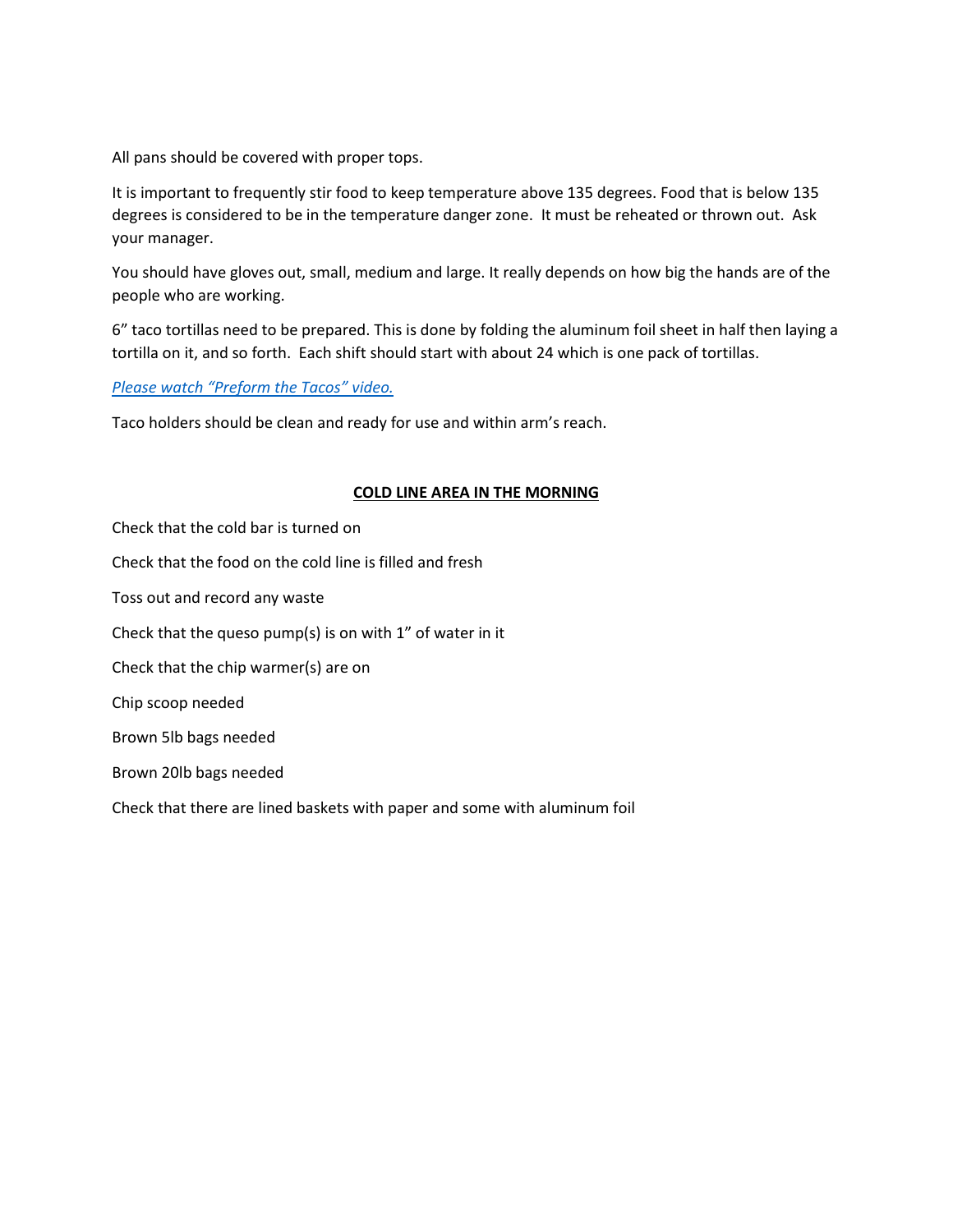All pans should be covered with proper tops.

It is important to frequently stir food to keep temperature above 135 degrees. Food that is below 135 degrees is considered to be in the temperature danger zone. It must be reheated or thrown out. Ask your manager.

You should have gloves out, small, medium and large. It really depends on how big the hands are of the people who are working.

6" taco tortillas need to be prepared. This is done by folding the aluminum foil sheet in half then laying a tortilla on it, and so forth. Each shift should start with about 24 which is one pack of tortillas.

*Please watch "Preform the Tacos" video.*

Taco holders should be clean and ready for use and within arm's reach.

## COLD LINE AREA IN THE MORNING

Check that the cold bar is turned on

Check that the food on the cold line is filled and fresh

Toss out and record any waste

Check that the queso pump(s) is on with 1" of water in it

Check that the chip warmer(s) are on

Chip scoop needed

Brown 5lb bags needed

Brown 20lb bags needed

Check that there are lined baskets with paper and some with aluminum foil